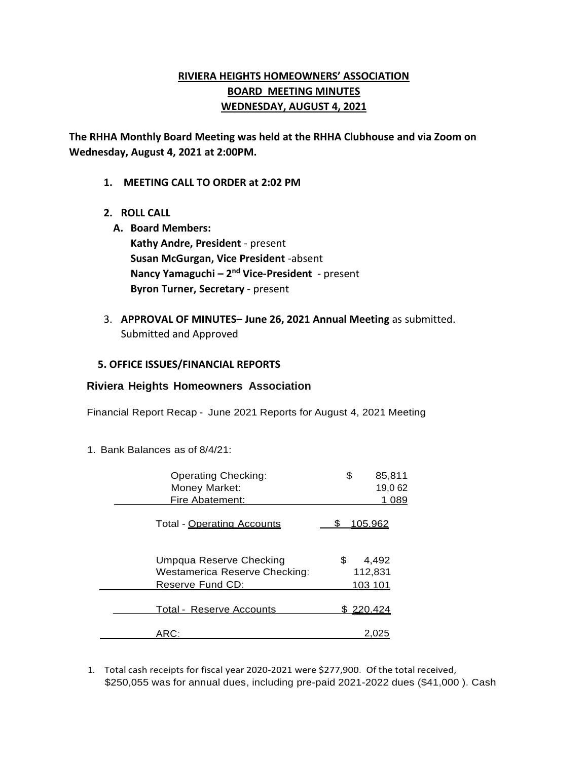# RIVIERA HEIGHTS HOMEOWNERS' ASSOCIATION
## BOARD MEETING MINUTES
## WEDNESDAY, AUGUST 4, 2021

**The RHHA Monthly Board Meeting was held at the RHHA Clubhouse and via Zoom on Wednesday, August 4, 2021 at 2:00PM.**

1. **MEETING CALL TO ORDER at 2:02 PM**

2. **ROLL CALL**
   - **A. Board Members:**
     - **Kathy Andre, President** - present
     - **Susan McGurgan, Vice President** -absent
     - **Nancy Yamaguchi – 2nd Vice-President** - present
     - **Byron Turner, Secretary** - present

3. **APPROVAL OF MINUTES– June 26, 2021 Annual Meeting** as submitted. Submitted and Approved

**5. OFFICE ISSUES/FINANCIAL REPORTS**

**Riviera Heights Homeowners Association**

Financial Report Recap - June 2021 Reports for August 4, 2021 Meeting

1. Bank Balances as of 8/4/21:

| Account | Amount |
|---|---|
| Operating Checking: | $ 85,811 |
| Money Market: | 19,0 62 |
| Fire Abatement: | 1 089 |
| Total - Operating Accounts | $ 105.962 |
| Umpqua Reserve Checking | $ 4,492 |
| Westamerica Reserve Checking: | 112,831 |
| Reserve Fund CD: | 103 101 |
| Total - Reserve Accounts | $ 220,424 |
| ARC: | 2,025 |

1. Total cash receipts for fiscal year 2020-2021 were $277,900. Of the total received, $250,055 was for annual dues, including pre-paid 2021-2022 dues ($41,000 ). Cash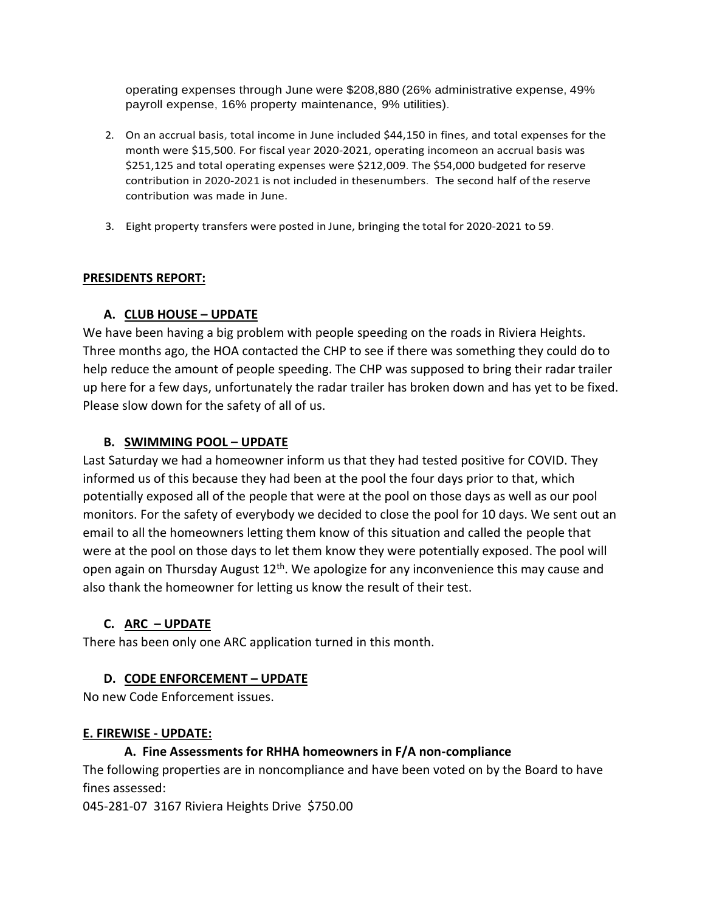operating expenses through June were $208,880 (26% administrative expense, 49% payroll expense, 16% property maintenance, 9% utilities).

2. On an accrual basis, total income in June included $44,150 in fines, and total expenses for the month were $15,500. For fiscal year 2020-2021, operating incomeon an accrual basis was $251,125 and total operating expenses were $212,009. The $54,000 budgeted for reserve contribution in 2020-2021 is not included in thesenumbers. The second half of the reserve contribution was made in June.

3. Eight property transfers were posted in June, bringing the total for 2020-2021 to 59.

## PRESIDENTS REPORT:

### A. CLUB HOUSE – UPDATE

We have been having a big problem with people speeding on the roads in Riviera Heights. Three months ago, the HOA contacted the CHP to see if there was something they could do to help reduce the amount of people speeding. The CHP was supposed to bring their radar trailer up here for a few days, unfortunately the radar trailer has broken down and has yet to be fixed. Please slow down for the safety of all of us.

### B. SWIMMING POOL – UPDATE

Last Saturday we had a homeowner inform us that they had tested positive for COVID. They informed us of this because they had been at the pool the four days prior to that, which potentially exposed all of the people that were at the pool on those days as well as our pool monitors. For the safety of everybody we decided to close the pool for 10 days. We sent out an email to all the homeowners letting them know of this situation and called the people that were at the pool on those days to let them know they were potentially exposed. The pool will open again on Thursday August 12th. We apologize for any inconvenience this may cause and also thank the homeowner for letting us know the result of their test.

### C. ARC – UPDATE

There has been only one ARC application turned in this month.

### D. CODE ENFORCEMENT – UPDATE

No new Code Enforcement issues.

### E. FIREWISE - UPDATE:

#### A. Fine Assessments for RHHA homeowners in F/A non-compliance

The following properties are in noncompliance and have been voted on by the Board to have fines assessed:

045-281-07 3167 Riviera Heights Drive $750.00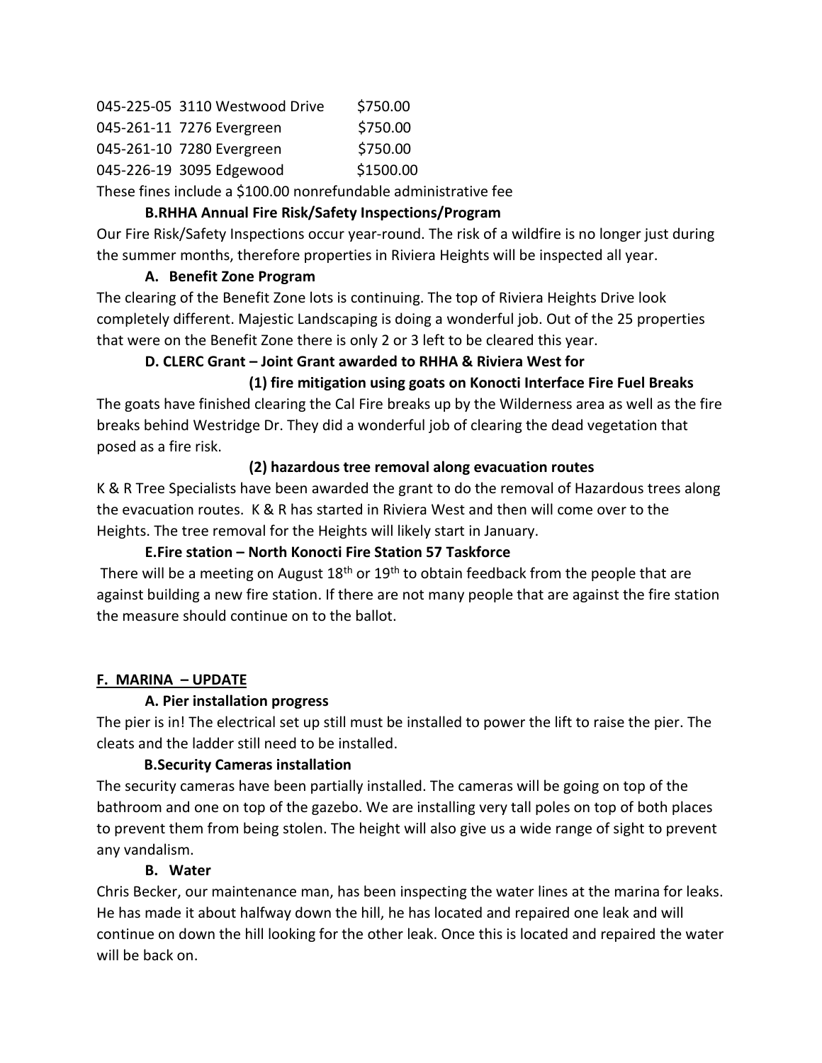| | | |
|---|---|---|
| 045-225-05 | 3110 Westwood Drive | $750.00 |
| 045-261-11 | 7276 Evergreen | $750.00 |
| 045-261-10 | 7280 Evergreen | $750.00 |
| 045-226-19 | 3095 Edgewood | $1500.00 |

These fines include a $100.00 nonrefundable administrative fee

**B.RHHA Annual Fire Risk/Safety Inspections/Program**

Our Fire Risk/Safety Inspections occur year-round. The risk of a wildfire is no longer just during the summer months, therefore properties in Riviera Heights will be inspected all year.

**A. Benefit Zone Program**

The clearing of the Benefit Zone lots is continuing. The top of Riviera Heights Drive look completely different. Majestic Landscaping is doing a wonderful job. Out of the 25 properties that were on the Benefit Zone there is only 2 or 3 left to be cleared this year.

**D. CLERC Grant – Joint Grant awarded to RHHA & Riviera West for**

**(1) fire mitigation using goats on Konocti Interface Fire Fuel Breaks**

The goats have finished clearing the Cal Fire breaks up by the Wilderness area as well as the fire breaks behind Westridge Dr. They did a wonderful job of clearing the dead vegetation that posed as a fire risk.

**(2) hazardous tree removal along evacuation routes**

K & R Tree Specialists have been awarded the grant to do the removal of Hazardous trees along the evacuation routes. K & R has started in Riviera West and then will come over to the Heights. The tree removal for the Heights will likely start in January.

**E.Fire station – North Konocti Fire Station 57 Taskforce**

There will be a meeting on August 18th or 19th to obtain feedback from the people that are against building a new fire station. If there are not many people that are against the fire station the measure should continue on to the ballot.

**F. MARINA – UPDATE**

**A. Pier installation progress**

The pier is in! The electrical set up still must be installed to power the lift to raise the pier. The cleats and the ladder still need to be installed.

**B.Security Cameras installation**

The security cameras have been partially installed. The cameras will be going on top of the bathroom and one on top of the gazebo. We are installing very tall poles on top of both places to prevent them from being stolen. The height will also give us a wide range of sight to prevent any vandalism.

**B. Water**

Chris Becker, our maintenance man, has been inspecting the water lines at the marina for leaks. He has made it about halfway down the hill, he has located and repaired one leak and will continue on down the hill looking for the other leak. Once this is located and repaired the water will be back on.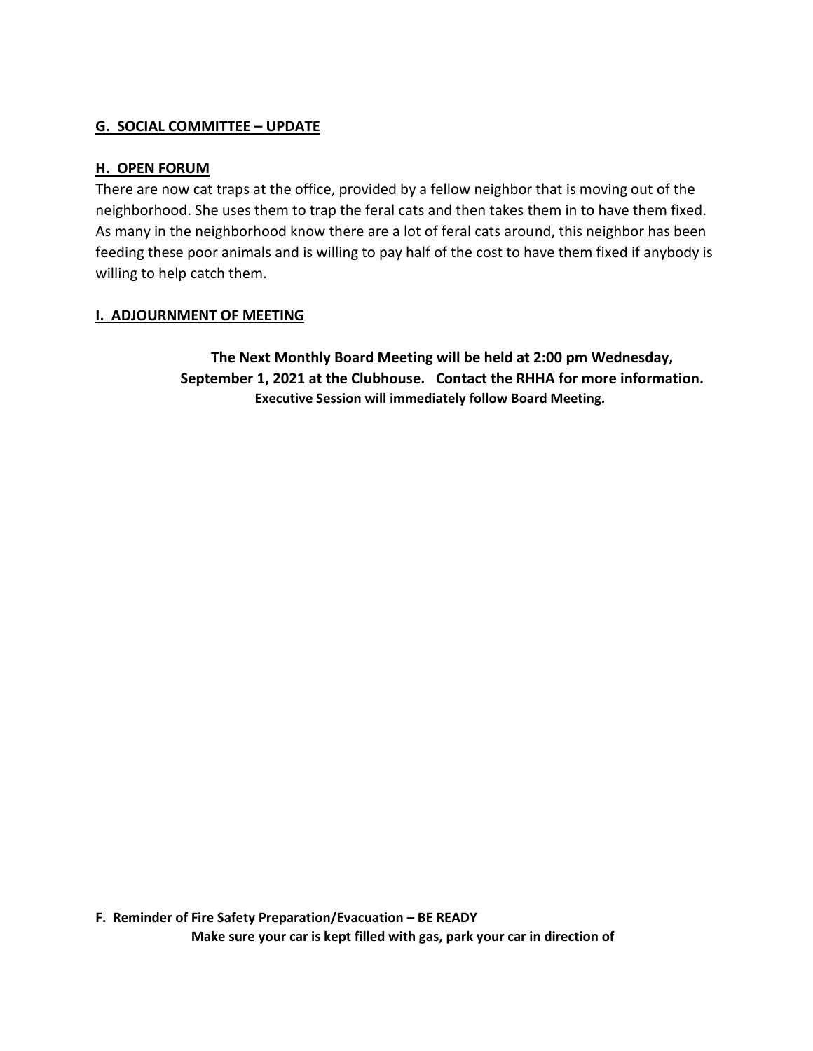## G. SOCIAL COMMITTEE – UPDATE

## H. OPEN FORUM

There are now cat traps at the office, provided by a fellow neighbor that is moving out of the neighborhood. She uses them to trap the feral cats and then takes them in to have them fixed. As many in the neighborhood know there are a lot of feral cats around, this neighbor has been feeding these poor animals and is willing to pay half of the cost to have them fixed if anybody is willing to help catch them.

## I. ADJOURNMENT OF MEETING

**The Next Monthly Board Meeting will be held at 2:00 pm Wednesday, September 1, 2021 at the Clubhouse. Contact the RHHA for more information.**

**Executive Session will immediately follow Board Meeting.**

**F. Reminder of Fire Safety Preparation/Evacuation – BE READY**

**Make sure your car is kept filled with gas, park your car in direction of**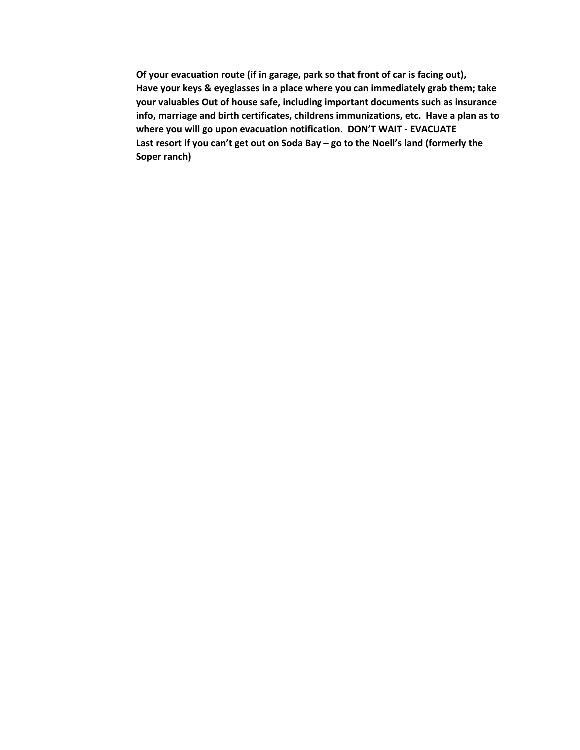**Of your evacuation route (if in garage, park so that front of car is facing out),**
**Have your keys & eyeglasses in a place where you can immediately grab them; take your valuables Out of house safe, including important documents such as insurance info, marriage and birth certificates, childrens immunizations, etc. Have a plan as to where you will go upon evacuation notification. DON'T WAIT - EVACUATE**
**Last resort if you can't get out on Soda Bay – go to the Noell's land (formerly the Soper ranch)**